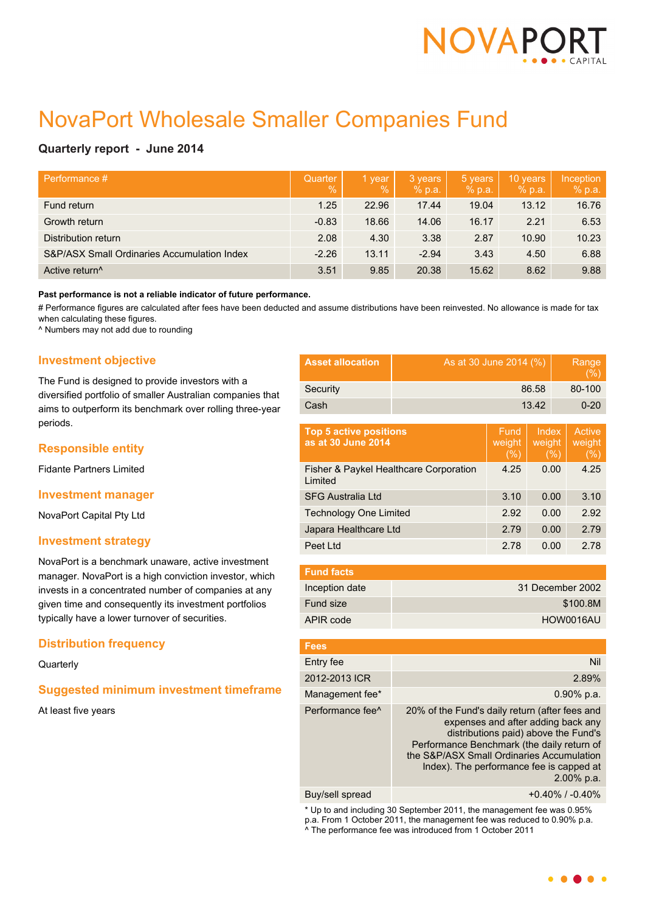# NovaPort Wholesale Smaller Companies Fund

**Quarterly report - June 2014**

| Performance # | Quarter % | 1 year % | 3 years % p.a. | 5 years % p.a. | 10 years % p.a. | Inception % p.a. |
|---|---|---|---|---|---|---|
| Fund return | 1.25 | 22.96 | 17.44 | 19.04 | 13.12 | 16.76 |
| Growth return | -0.83 | 18.66 | 14.06 | 16.17 | 2.21 | 6.53 |
| Distribution return | 2.08 | 4.30 | 3.38 | 2.87 | 10.90 | 10.23 |
| S&P/ASX Small Ordinaries Accumulation Index | -2.26 | 13.11 | -2.94 | 3.43 | 4.50 | 6.88 |
| Active return^ | 3.51 | 9.85 | 20.38 | 15.62 | 8.62 | 9.88 |

**Past performance is not a reliable indicator of future performance.**

# Performance figures are calculated after fees have been deducted and assume distributions have been reinvested. No allowance is made for tax when calculating these figures.

^ Numbers may not add due to rounding

## Investment objective

The Fund is designed to provide investors with a diversified portfolio of smaller Australian companies that aims to outperform its benchmark over rolling three-year periods.

## Responsible entity

Fidante Partners Limited

## Investment manager

NovaPort Capital Pty Ltd

## Investment strategy

NovaPort is a benchmark unaware, active investment manager. NovaPort is a high conviction investor, which invests in a concentrated number of companies at any given time and consequently its investment portfolios typically have a lower turnover of securities.

## Distribution frequency

Quarterly

## Suggested minimum investment timeframe

At least five years

| Asset allocation | As at 30 June 2014 (%) | Range (%) |
|---|---|---|
| Security | 86.58 | 80-100 |
| Cash | 13.42 | 0-20 |

| Top 5 active positions as at 30 June 2014 | Fund weight (%) | Index weight (%) | Active weight (%) |
|---|---|---|---|
| Fisher & Paykel Healthcare Corporation Limited | 4.25 | 0.00 | 4.25 |
| SFG Australia Ltd | 3.10 | 0.00 | 3.10 |
| Technology One Limited | 2.92 | 0.00 | 2.92 |
| Japara Healthcare Ltd | 2.79 | 0.00 | 2.79 |
| Peet Ltd | 2.78 | 0.00 | 2.78 |

| Fund facts | |
|---|---|
| Inception date | 31 December 2002 |
| Fund size | $100.8M |
| APIR code | HOW0016AU |

| Fees | |
|---|---|
| Entry fee | Nil |
| 2012-2013 ICR | 2.89% |
| Management fee* | 0.90% p.a. |
| Performance fee^ | 20% of the Fund's daily return (after fees and expenses and after adding back any distributions paid) above the Fund's Performance Benchmark (the daily return of the S&P/ASX Small Ordinaries Accumulation Index). The performance fee is capped at 2.00% p.a. |
| Buy/sell spread | +0.40% / -0.40% |

* Up to and including 30 September 2011, the management fee was 0.95% p.a. From 1 October 2011, the management fee was reduced to 0.90% p.a.

^ The performance fee was introduced from 1 October 2011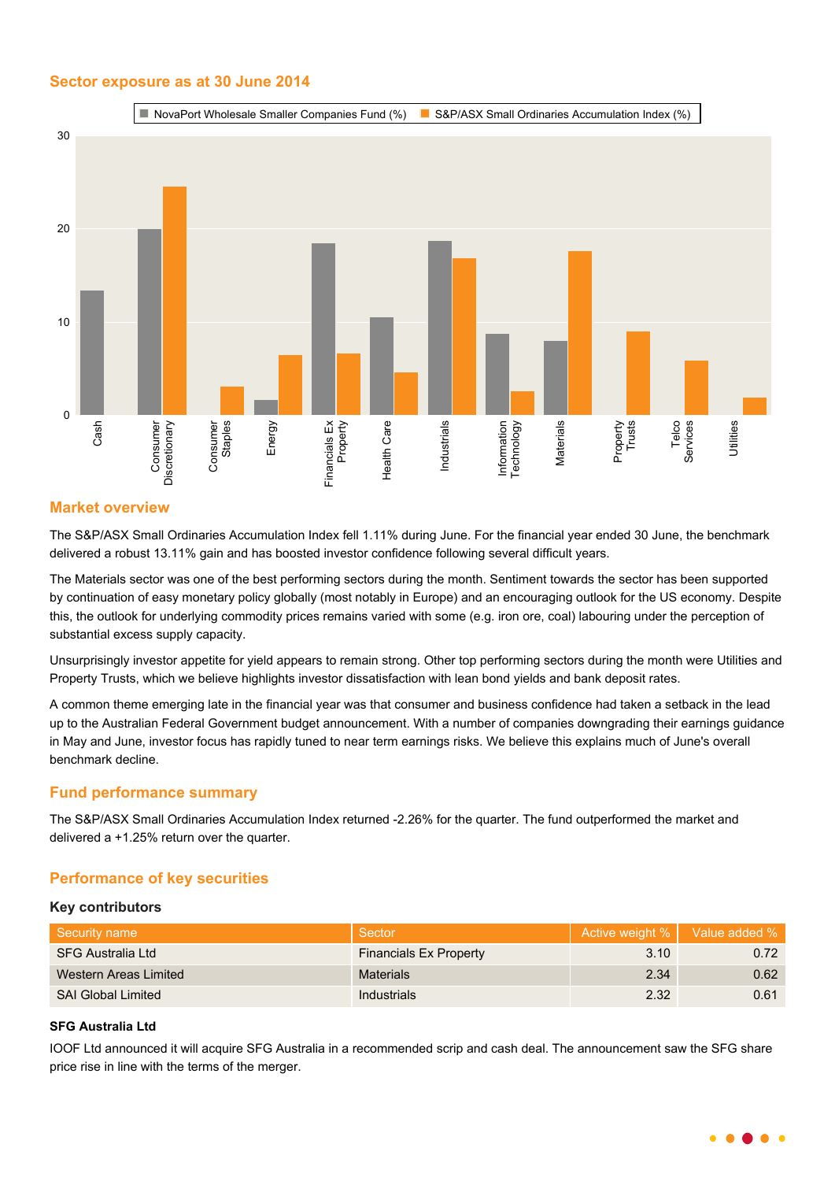## Sector exposure as at 30 June 2014

NovaPort Wholesale Smaller Companies Fund (%) | S&P/ASX Small Ordinaries Accumulation Index (%)

## Market overview

The S&P/ASX Small Ordinaries Accumulation Index fell 1.11% during June. For the financial year ended 30 June, the benchmark delivered a robust 13.11% gain and has boosted investor confidence following several difficult years.

The Materials sector was one of the best performing sectors during the month. Sentiment towards the sector has been supported by continuation of easy monetary policy globally (most notably in Europe) and an encouraging outlook for the US economy. Despite this, the outlook for underlying commodity prices remains varied with some (e.g. iron ore, coal) labouring under the perception of substantial excess supply capacity.

Unsurprisingly investor appetite for yield appears to remain strong. Other top performing sectors during the month were Utilities and Property Trusts, which we believe highlights investor dissatisfaction with lean bond yields and bank deposit rates.

A common theme emerging late in the financial year was that consumer and business confidence had taken a setback in the lead up to the Australian Federal Government budget announcement. With a number of companies downgrading their earnings guidance in May and June, investor focus has rapidly tuned to near term earnings risks. We believe this explains much of June's overall benchmark decline.

## Fund performance summary

The S&P/ASX Small Ordinaries Accumulation Index returned -2.26% for the quarter. The fund outperformed the market and delivered a +1.25% return over the quarter.

## Performance of key securities

### Key contributors

| Security name | Sector | Active weight % | Value added % |
|---|---|---|---|
| SFG Australia Ltd | Financials Ex Property | 3.10 | 0.72 |
| Western Areas Limited | Materials | 2.34 | 0.62 |
| SAI Global Limited | Industrials | 2.32 | 0.61 |

**SFG Australia Ltd**

IOOF Ltd announced it will acquire SFG Australia in a recommended scrip and cash deal. The announcement saw the SFG share price rise in line with the terms of the merger.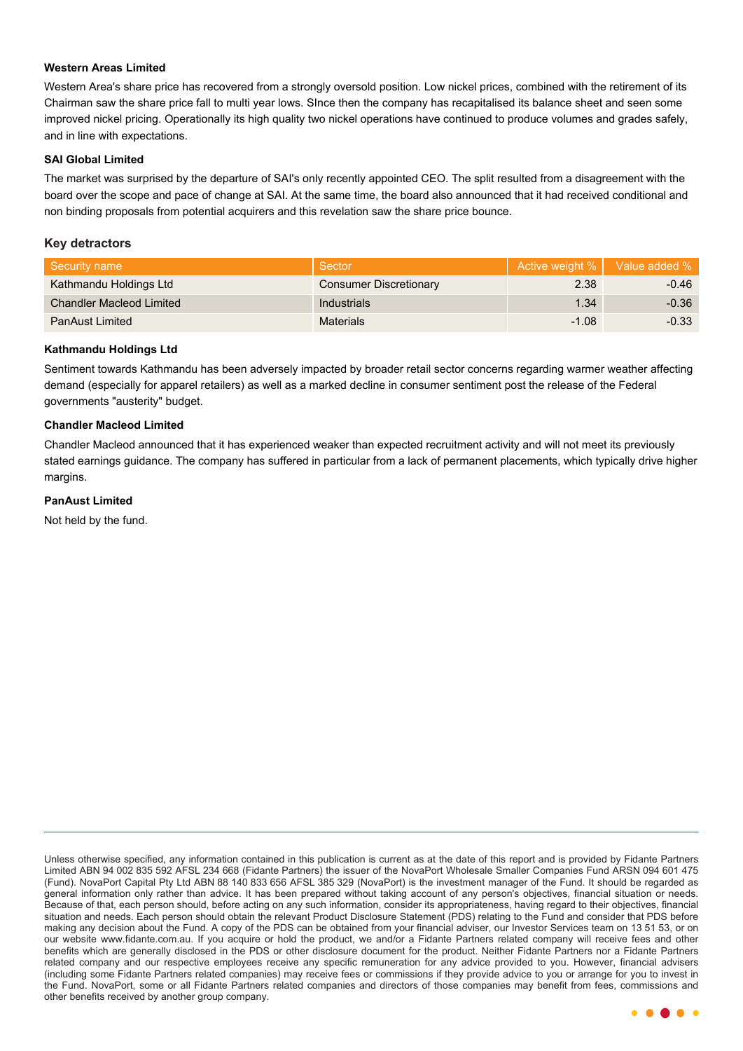**Western Areas Limited**

Western Area's share price has recovered from a strongly oversold position. Low nickel prices, combined with the retirement of its Chairman saw the share price fall to multi year lows. SInce then the company has recapitalised its balance sheet and seen some improved nickel pricing. Operationally its high quality two nickel operations have continued to produce volumes and grades safely, and in line with expectations.

**SAI Global Limited**

The market was surprised by the departure of SAI's only recently appointed CEO. The split resulted from a disagreement with the board over the scope and pace of change at SAI. At the same time, the board also announced that it had received conditional and non binding proposals from potential acquirers and this revelation saw the share price bounce.

## Key detractors

| Security name | Sector | Active weight % | Value added % |
|---|---|---|---|
| Kathmandu Holdings Ltd | Consumer Discretionary | 2.38 | -0.46 |
| Chandler Macleod Limited | Industrials | 1.34 | -0.36 |
| PanAust Limited | Materials | -1.08 | -0.33 |

**Kathmandu Holdings Ltd**

Sentiment towards Kathmandu has been adversely impacted by broader retail sector concerns regarding warmer weather affecting demand (especially for apparel retailers) as well as a marked decline in consumer sentiment post the release of the Federal governments "austerity" budget.

**Chandler Macleod Limited**

Chandler Macleod announced that it has experienced weaker than expected recruitment activity and will not meet its previously stated earnings guidance. The company has suffered in particular from a lack of permanent placements, which typically drive higher margins.

**PanAust Limited**

Not held by the fund.

Unless otherwise specified, any information contained in this publication is current as at the date of this report and is provided by Fidante Partners Limited ABN 94 002 835 592 AFSL 234 668 (Fidante Partners) the issuer of the NovaPort Wholesale Smaller Companies Fund ARSN 094 601 475 (Fund). NovaPort Capital Pty Ltd ABN 88 140 833 656 AFSL 385 329 (NovaPort) is the investment manager of the Fund. It should be regarded as general information only rather than advice. It has been prepared without taking account of any person's objectives, financial situation or needs. Because of that, each person should, before acting on any such information, consider its appropriateness, having regard to their objectives, financial situation and needs. Each person should obtain the relevant Product Disclosure Statement (PDS) relating to the Fund and consider that PDS before making any decision about the Fund. A copy of the PDS can be obtained from your financial adviser, our Investor Services team on 13 51 53, or on our website www.fidante.com.au. If you acquire or hold the product, we and/or a Fidante Partners related company will receive fees and other benefits which are generally disclosed in the PDS or other disclosure document for the product. Neither Fidante Partners nor a Fidante Partners related company and our respective employees receive any specific remuneration for any advice provided to you. However, financial advisers (including some Fidante Partners related companies) may receive fees or commissions if they provide advice to you or arrange for you to invest in the Fund. NovaPort, some or all Fidante Partners related companies and directors of those companies may benefit from fees, commissions and other benefits received by another group company.